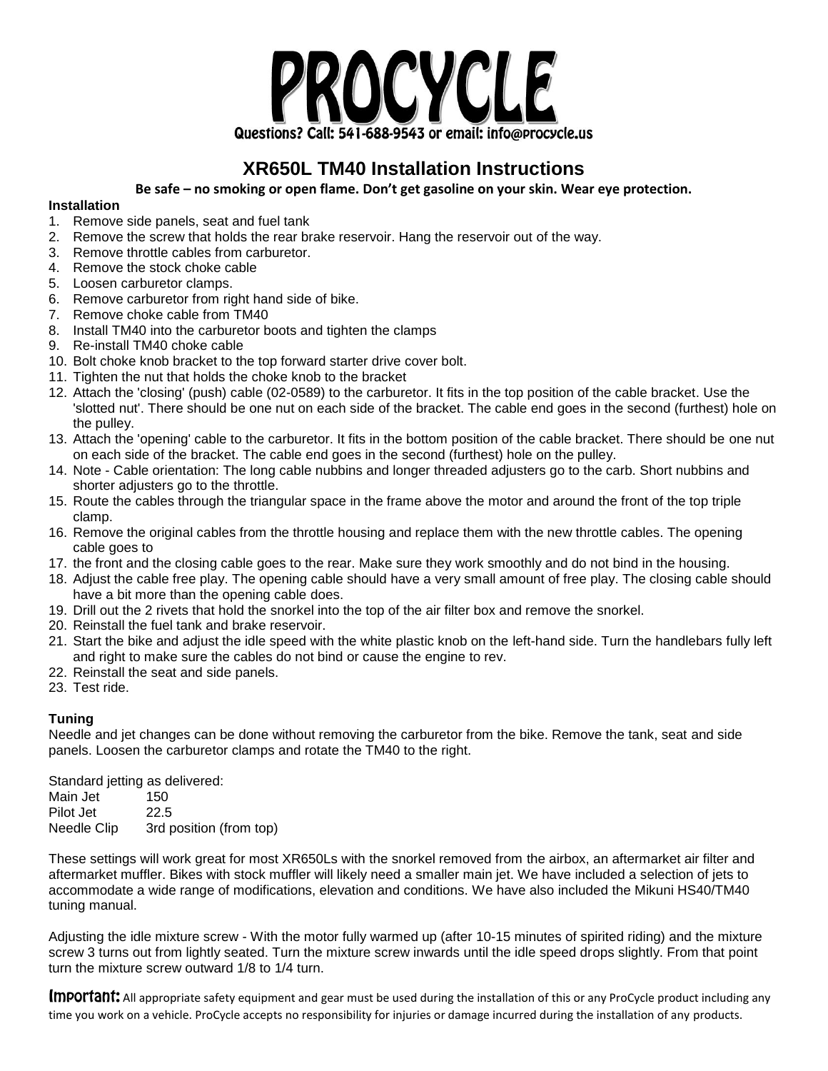# PROCYCLE

Questions? Call: 541-688-9543 or email: info@procycle.us

## XR650L TM40 Installation Instructions

**Be safe – no smoking or open flame. Don't get gasoline on your skin. Wear eye protection.**

### Installation

1. Remove side panels, seat and fuel tank
2. Remove the screw that holds the rear brake reservoir. Hang the reservoir out of the way.
3. Remove throttle cables from carburetor.
4. Remove the stock choke cable
5. Loosen carburetor clamps.
6. Remove carburetor from right hand side of bike.
7. Remove choke cable from TM40
8. Install TM40 into the carburetor boots and tighten the clamps
9. Re-install TM40 choke cable
10. Bolt choke knob bracket to the top forward starter drive cover bolt.
11. Tighten the nut that holds the choke knob to the bracket
12. Attach the 'closing' (push) cable (02-0589) to the carburetor. It fits in the top position of the cable bracket. Use the 'slotted nut'. There should be one nut on each side of the bracket. The cable end goes in the second (furthest) hole on the pulley.
13. Attach the 'opening' cable to the carburetor. It fits in the bottom position of the cable bracket. There should be one nut on each side of the bracket. The cable end goes in the second (furthest) hole on the pulley.
14. Note - Cable orientation: The long cable nubbins and longer threaded adjusters go to the carb. Short nubbins and shorter adjusters go to the throttle.
15. Route the cables through the triangular space in the frame above the motor and around the front of the top triple clamp.
16. Remove the original cables from the throttle housing and replace them with the new throttle cables. The opening cable goes to
17. the front and the closing cable goes to the rear. Make sure they work smoothly and do not bind in the housing.
18. Adjust the cable free play. The opening cable should have a very small amount of free play. The closing cable should have a bit more than the opening cable does.
19. Drill out the 2 rivets that hold the snorkel into the top of the air filter box and remove the snorkel.
20. Reinstall the fuel tank and brake reservoir.
21. Start the bike and adjust the idle speed with the white plastic knob on the left-hand side. Turn the handlebars fully left and right to make sure the cables do not bind or cause the engine to rev.
22. Reinstall the seat and side panels.
23. Test ride.

### Tuning

Needle and jet changes can be done without removing the carburetor from the bike. Remove the tank, seat and side panels. Loosen the carburetor clamps and rotate the TM40 to the right.

Standard jetting as delivered:

| | |
|---|---|
| Main Jet | 150 |
| Pilot Jet | 22.5 |
| Needle Clip | 3rd position (from top) |

These settings will work great for most XR650Ls with the snorkel removed from the airbox, an aftermarket air filter and aftermarket muffler. Bikes with stock muffler will likely need a smaller main jet. We have included a selection of jets to accommodate a wide range of modifications, elevation and conditions. We have also included the Mikuni HS40/TM40 tuning manual.

Adjusting the idle mixture screw - With the motor fully warmed up (after 10-15 minutes of spirited riding) and the mixture screw 3 turns out from lightly seated. Turn the mixture screw inwards until the idle speed drops slightly. From that point turn the mixture screw outward 1/8 to 1/4 turn.

**Important:** All appropriate safety equipment and gear must be used during the installation of this or any ProCycle product including any time you work on a vehicle. ProCycle accepts no responsibility for injuries or damage incurred during the installation of any products.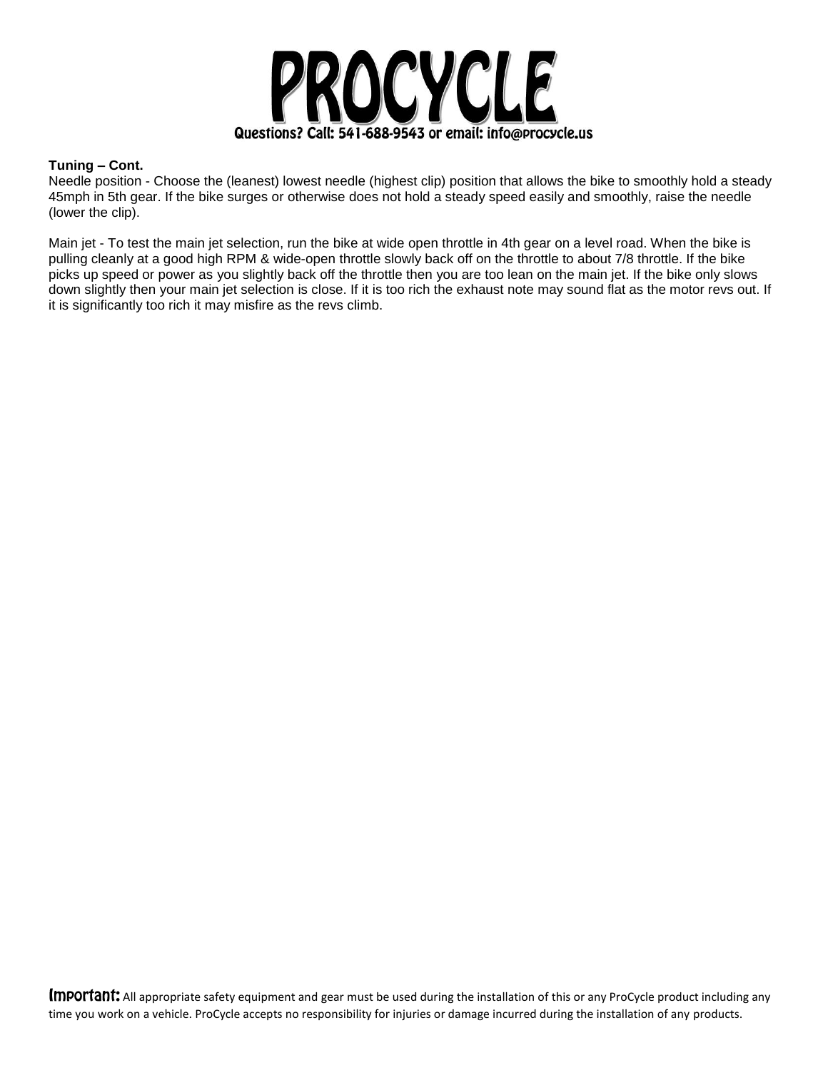**Tuning – Cont.**

Needle position - Choose the (leanest) lowest needle (highest clip) position that allows the bike to smoothly hold a steady 45mph in 5th gear. If the bike surges or otherwise does not hold a steady speed easily and smoothly, raise the needle (lower the clip).

Main jet - To test the main jet selection, run the bike at wide open throttle in 4th gear on a level road. When the bike is pulling cleanly at a good high RPM & wide-open throttle slowly back off on the throttle to about 7/8 throttle. If the bike picks up speed or power as you slightly back off the throttle then you are too lean on the main jet. If the bike only slows down slightly then your main jet selection is close. If it is too rich the exhaust note may sound flat as the motor revs out. If it is significantly too rich it may misfire as the revs climb.

**Important:** All appropriate safety equipment and gear must be used during the installation of this or any ProCycle product including any time you work on a vehicle. ProCycle accepts no responsibility for injuries or damage incurred during the installation of any products.